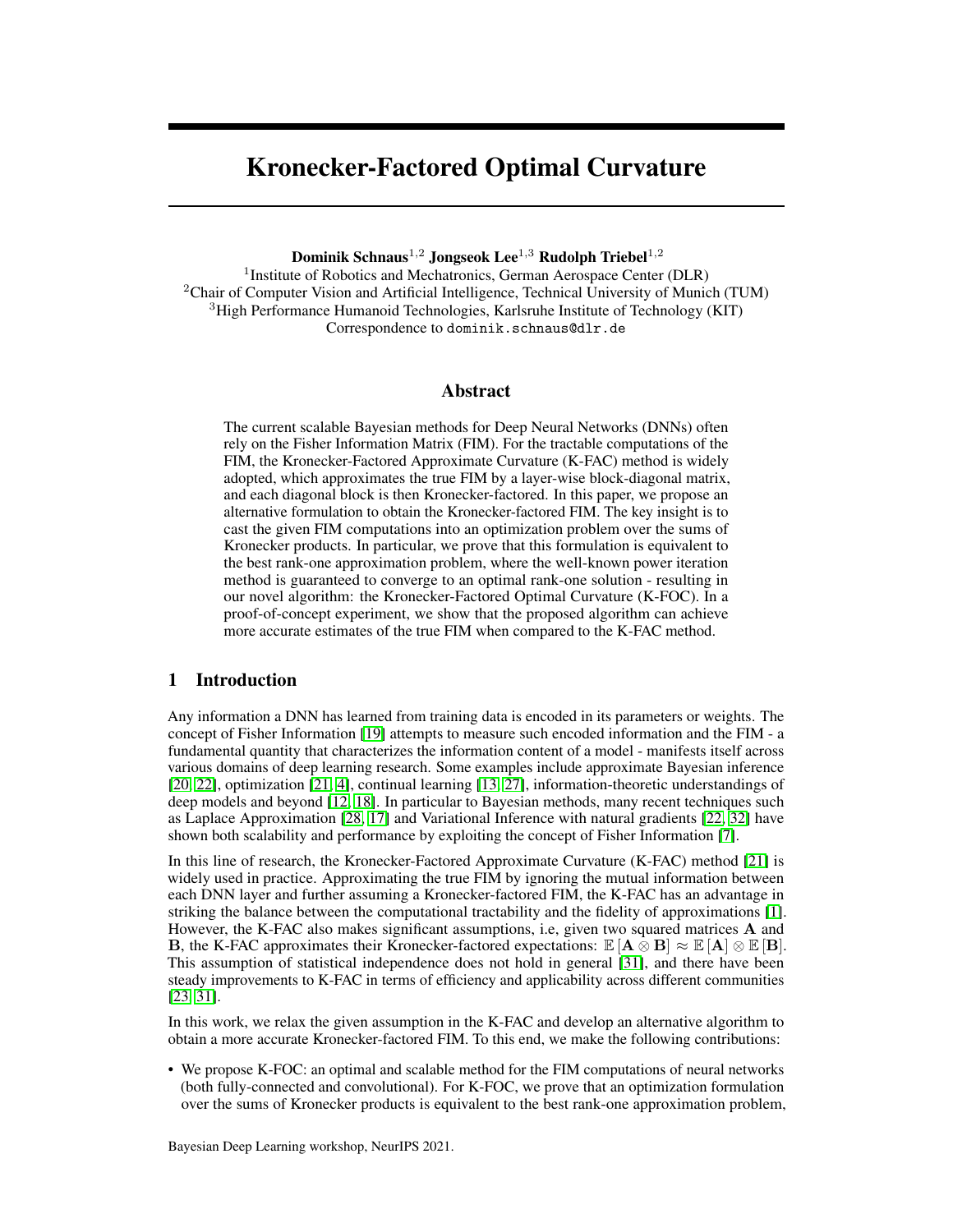# Kronecker-Factored Optimal Curvature

**Dominik Schnaus**[1,2] **Jongseok Lee**[1,3] **Rudolph Triebel**[1,2]

[1]Institute of Robotics and Mechatronics, German Aerospace Center (DLR)
[2]Chair of Computer Vision and Artificial Intelligence, Technical University of Munich (TUM)
[3]High Performance Humanoid Technologies, Karlsruhe Institute of Technology (KIT)
Correspondence to `dominik.schnaus@dlr.de`

## Abstract

The current scalable Bayesian methods for Deep Neural Networks (DNNs) often rely on the Fisher Information Matrix (FIM). For the tractable computations of the FIM, the Kronecker-Factored Approximate Curvature (K-FAC) method is widely adopted, which approximates the true FIM by a layer-wise block-diagonal matrix, and each diagonal block is then Kronecker-factored. In this paper, we propose an alternative formulation to obtain the Kronecker-factored FIM. The key insight is to cast the given FIM computations into an optimization problem over the sums of Kronecker products. In particular, we prove that this formulation is equivalent to the best rank-one approximation problem, where the well-known power iteration method is guaranteed to converge to an optimal rank-one solution - resulting in our novel algorithm: the Kronecker-Factored Optimal Curvature (K-FOC). In a proof-of-concept experiment, we show that the proposed algorithm can achieve more accurate estimates of the true FIM when compared to the K-FAC method.

## 1 Introduction

Any information a DNN has learned from training data is encoded in its parameters or weights. The concept of Fisher Information [19] attempts to measure such encoded information and the FIM - a fundamental quantity that characterizes the information content of a model - manifests itself across various domains of deep learning research. Some examples include approximate Bayesian inference [20, 22], optimization [21, 4], continual learning [13, 27], information-theoretic understandings of deep models and beyond [12, 18]. In particular to Bayesian methods, many recent techniques such as Laplace Approximation [28, 17] and Variational Inference with natural gradients [22, 32] have shown both scalability and performance by exploiting the concept of Fisher Information [7].

In this line of research, the Kronecker-Factored Approximate Curvature (K-FAC) method [21] is widely used in practice. Approximating the true FIM by ignoring the mutual information between each DNN layer and further assuming a Kronecker-factored FIM, the K-FAC has an advantage in striking the balance between the computational tractability and the fidelity of approximations [1]. However, the K-FAC also makes significant assumptions, i.e, given two squared matrices $\mathbf{A}$ and $\mathbf{B}$, the K-FAC approximates their Kronecker-factored expectations: $\mathbb{E}[\mathbf{A} \otimes \mathbf{B}] \approx \mathbb{E}[\mathbf{A}] \otimes \mathbb{E}[\mathbf{B}]$. This assumption of statistical independence does not hold in general [31], and there have been steady improvements to K-FAC in terms of efficiency and applicability across different communities [23, 31].

In this work, we relax the given assumption in the K-FAC and develop an alternative algorithm to obtain a more accurate Kronecker-factored FIM. To this end, we make the following contributions:

- We propose K-FOC: an optimal and scalable method for the FIM computations of neural networks (both fully-connected and convolutional). For K-FOC, we prove that an optimization formulation over the sums of Kronecker products is equivalent to the best rank-one approximation problem,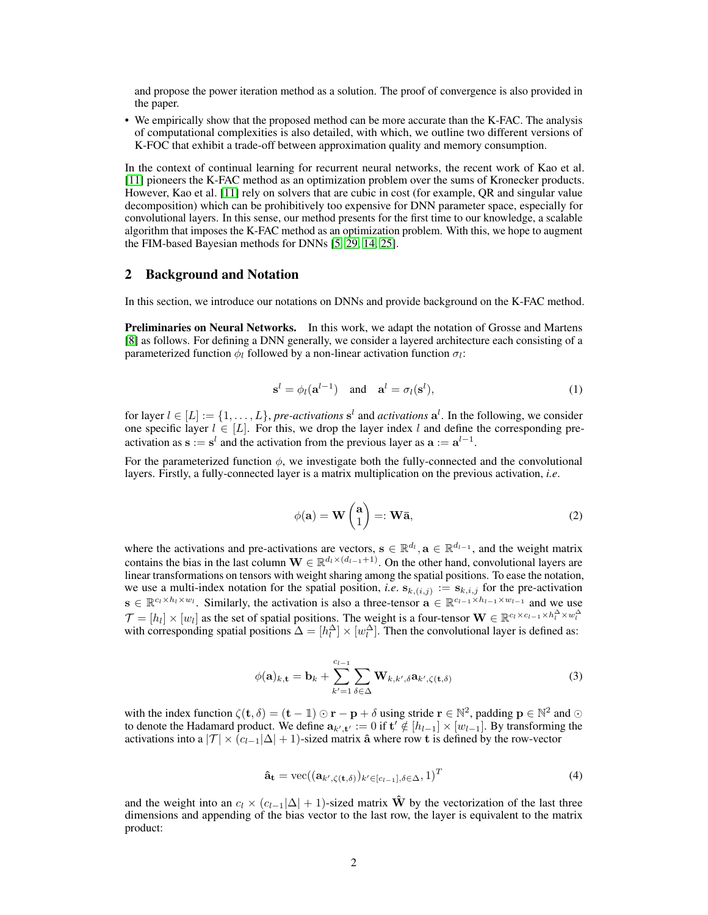and propose the power iteration method as a solution. The proof of convergence is also provided in the paper.

- We empirically show that the proposed method can be more accurate than the K-FAC. The analysis of computational complexities is also detailed, with which, we outline two different versions of K-FOC that exhibit a trade-off between approximation quality and memory consumption.

In the context of continual learning for recurrent neural networks, the recent work of Kao et al. [11] pioneers the K-FAC method as an optimization problem over the sums of Kronecker products. However, Kao et al. [11] rely on solvers that are cubic in cost (for example, QR and singular value decomposition) which can be prohibitively too expensive for DNN parameter space, especially for convolutional layers. In this sense, our method presents for the first time to our knowledge, a scalable algorithm that imposes the K-FAC method as an optimization problem. With this, we hope to augment the FIM-based Bayesian methods for DNNs [5, 29, 14, 25].

## 2 Background and Notation

In this section, we introduce our notations on DNNs and provide background on the K-FAC method.

**Preliminaries on Neural Networks.** In this work, we adapt the notation of Grosse and Martens [8] as follows. For defining a DNN generally, we consider a layered architecture each consisting of a parameterized function $\phi_l$ followed by a non-linear activation function $\sigma_l$:

$$\mathbf{s}^l = \phi_l(\mathbf{a}^{l-1}) \quad \text{and} \quad \mathbf{a}^l = \sigma_l(\mathbf{s}^l), \tag{1}$$

for layer $l \in [L] := \{1, \ldots, L\}$, *pre-activations* $\mathbf{s}^l$ and *activations* $\mathbf{a}^l$. In the following, we consider one specific layer $l \in [L]$. For this, we drop the layer index $l$ and define the corresponding pre-activation as $\mathbf{s} := \mathbf{s}^l$ and the activation from the previous layer as $\mathbf{a} := \mathbf{a}^{l-1}$.

For the parameterized function $\phi$, we investigate both the fully-connected and the convolutional layers. Firstly, a fully-connected layer is a matrix multiplication on the previous activation, *i.e.*

$$\phi(\mathbf{a}) = \mathbf{W} \begin{pmatrix} \mathbf{a} \\ 1 \end{pmatrix} =: \mathbf{W}\bar{\mathbf{a}}, \tag{2}$$

where the activations and pre-activations are vectors, $\mathbf{s} \in \mathbb{R}^{d_l}, \mathbf{a} \in \mathbb{R}^{d_{l-1}}$, and the weight matrix contains the bias in the last column $\mathbf{W} \in \mathbb{R}^{d_l \times (d_{l-1}+1)}$. On the other hand, convolutional layers are linear transformations on tensors with weight sharing among the spatial positions. To ease the notation, we use a multi-index notation for the spatial position, *i.e.* $\mathbf{s}_{k,(i,j)} := \mathbf{s}_{k,i,j}$ for the pre-activation $\mathbf{s} \in \mathbb{R}^{c_l \times h_l \times w_l}$. Similarly, the activation is also a three-tensor $\mathbf{a} \in \mathbb{R}^{c_{l-1} \times h_{l-1} \times w_{l-1}}$ and we use $\mathcal{T} = [h_l] \times [w_l]$ as the set of spatial positions. The weight is a four-tensor $\mathbf{W} \in \mathbb{R}^{c_l \times c_{l-1} \times h_l^\Delta \times w_l^\Delta}$ with corresponding spatial positions $\Delta = [h_l^\Delta] \times [w_l^\Delta]$. Then the convolutional layer is defined as:

$$\phi(\mathbf{a})_{k,\mathbf{t}} = \mathbf{b}_k + \sum_{k'=1}^{c_{l-1}} \sum_{\delta \in \Delta} \mathbf{W}_{k,k',\delta} \mathbf{a}_{k',\zeta(\mathbf{t},\delta)} \tag{3}$$

with the index function $\zeta(\mathbf{t}, \delta) = (\mathbf{t} - \mathbb{1}) \odot \mathbf{r} - \mathbf{p} + \delta$ using stride $\mathbf{r} \in \mathbb{N}^2$, padding $\mathbf{p} \in \mathbb{N}^2$ and $\odot$ to denote the Hadamard product. We define $\mathbf{a}_{k',\mathbf{t}'} := 0$ if $\mathbf{t}' \notin [h_{l-1}] \times [w_{l-1}]$. By transforming the activations into a $|\mathcal{T}| \times (c_{l-1}|\Delta| + 1)$-sized matrix $\hat{\mathbf{a}}$ where row $\mathbf{t}$ is defined by the row-vector

$$\hat{\mathbf{a}}_{\mathbf{t}} = \text{vec}((\mathbf{a}_{k',\zeta(\mathbf{t},\delta)})_{k' \in [c_{l-1}], \delta \in \Delta}, 1)^T \tag{4}$$

and the weight into an $c_l \times (c_{l-1}|\Delta| + 1)$-sized matrix $\hat{\mathbf{W}}$ by the vectorization of the last three dimensions and appending of the bias vector to the last row, the layer is equivalent to the matrix product: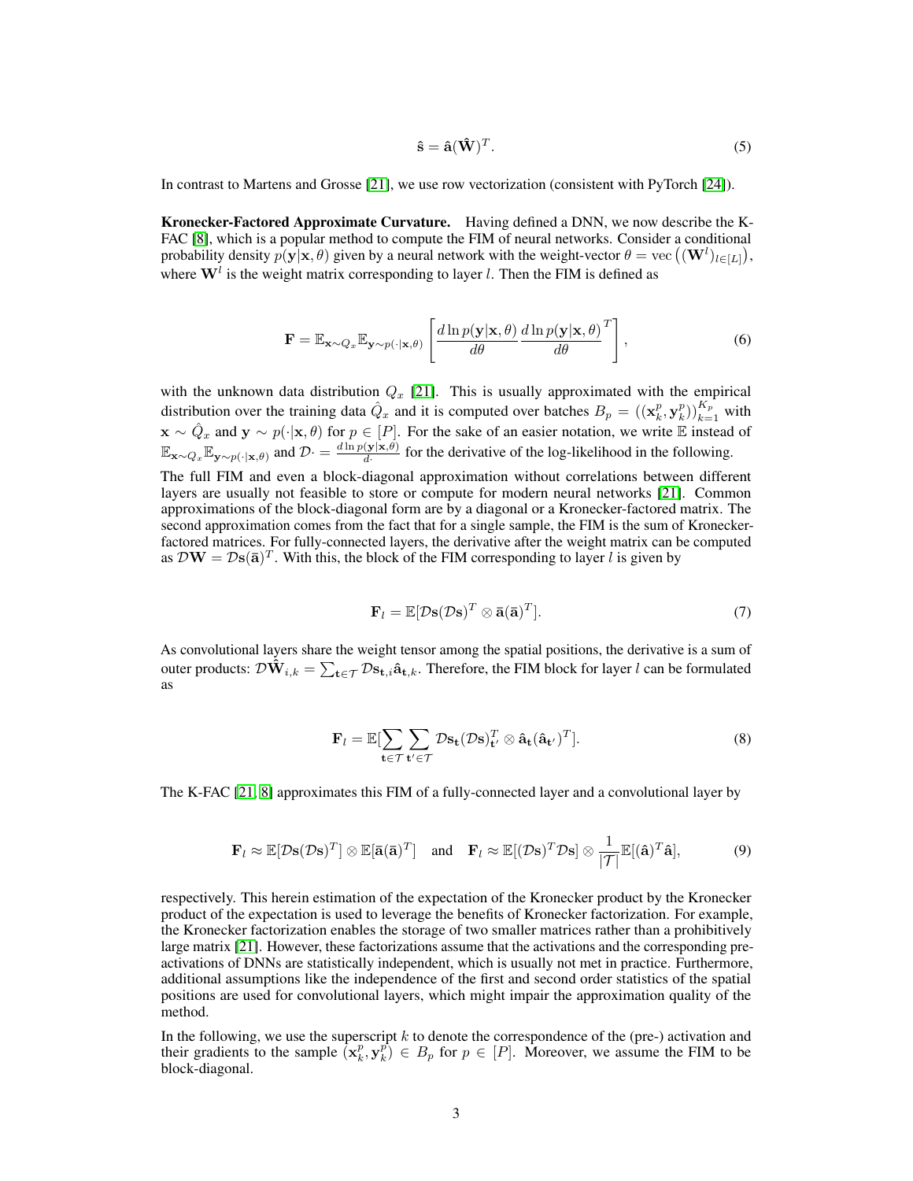$$\hat{\mathbf{s}} = \hat{\mathbf{a}}(\hat{\mathbf{W}})^T. \tag{5}$$

In contrast to Martens and Grosse [21], we use row vectorization (consistent with PyTorch [24]).

**Kronecker-Factored Approximate Curvature.** Having defined a DNN, we now describe the K-FAC [8], which is a popular method to compute the FIM of neural networks. Consider a conditional probability density $p(\mathbf{y}|\mathbf{x}, \theta)$ given by a neural network with the weight-vector $\theta = \text{vec}\left((\mathbf{W}^l)_{l\in[L]}\right)$, where $\mathbf{W}^l$ is the weight matrix corresponding to layer $l$. Then the FIM is defined as

$$\mathbf{F} = \mathbb{E}_{\mathbf{x}\sim Q_x}\mathbb{E}_{\mathbf{y}\sim p(\cdot|\mathbf{x},\theta)}\left[\frac{d\ln p(\mathbf{y}|\mathbf{x},\theta)}{d\theta}\frac{d\ln p(\mathbf{y}|\mathbf{x},\theta)}{d\theta}^T\right], \tag{6}$$

with the unknown data distribution $Q_x$ [21]. This is usually approximated with the empirical distribution over the training data $\hat{Q}_x$ and it is computed over batches $B_p = ((\mathbf{x}_k^p, \mathbf{y}_k^p))_{k=1}^{K_p}$ with $\mathbf{x} \sim \hat{Q}_x$ and $\mathbf{y} \sim p(\cdot|\mathbf{x}, \theta)$ for $p \in [P]$. For the sake of an easier notation, we write $\mathbb{E}$ instead of $\mathbb{E}_{\mathbf{x}\sim Q_x}\mathbb{E}_{\mathbf{y}\sim p(\cdot|\mathbf{x},\theta)}$ and $\mathcal{D}\cdot = \frac{d\ln p(\mathbf{y}|\mathbf{x},\theta)}{d\cdot}$ for the derivative of the log-likelihood in the following.

The full FIM and even a block-diagonal approximation without correlations between different layers are usually not feasible to store or compute for modern neural networks [21]. Common approximations of the block-diagonal form are by a diagonal or a Kronecker-factored matrix. The second approximation comes from the fact that for a single sample, the FIM is the sum of Kronecker-factored matrices. For fully-connected layers, the derivative after the weight matrix can be computed as $\mathcal{D}\mathbf{W} = \mathcal{D}\mathbf{s}(\bar{\mathbf{a}})^T$. With this, the block of the FIM corresponding to layer $l$ is given by

$$\mathbf{F}_l = \mathbb{E}[\mathcal{D}\mathbf{s}(\mathcal{D}\mathbf{s})^T \otimes \bar{\mathbf{a}}(\bar{\mathbf{a}})^T]. \tag{7}$$

As convolutional layers share the weight tensor among the spatial positions, the derivative is a sum of outer products: $\mathcal{D}\hat{\mathbf{W}}_{i,k} = \sum_{\mathbf{t}\in\mathcal{T}} \mathcal{D}\mathbf{s}_{\mathbf{t},i}\hat{\mathbf{a}}_{\mathbf{t},k}$. Therefore, the FIM block for layer $l$ can be formulated as

$$\mathbf{F}_l = \mathbb{E}[\sum_{\mathbf{t}\in\mathcal{T}}\sum_{\mathbf{t}'\in\mathcal{T}} \mathcal{D}\mathbf{s}_{\mathbf{t}}(\mathcal{D}\mathbf{s})^T_{\mathbf{t}'} \otimes \hat{\mathbf{a}}_{\mathbf{t}}(\hat{\mathbf{a}}_{\mathbf{t}'})^T]. \tag{8}$$

The K-FAC [21, 8] approximates this FIM of a fully-connected layer and a convolutional layer by

$$\mathbf{F}_l \approx \mathbb{E}[\mathcal{D}\mathbf{s}(\mathcal{D}\mathbf{s})^T] \otimes \mathbb{E}[\bar{\mathbf{a}}(\bar{\mathbf{a}})^T] \quad \text{and} \quad \mathbf{F}_l \approx \mathbb{E}[(\mathcal{D}\mathbf{s})^T\mathcal{D}\mathbf{s}] \otimes \frac{1}{|\mathcal{T}|}\mathbb{E}[(\hat{\mathbf{a}})^T\hat{\mathbf{a}}], \tag{9}$$

respectively. This herein estimation of the expectation of the Kronecker product by the Kronecker product of the expectation is used to leverage the benefits of Kronecker factorization. For example, the Kronecker factorization enables the storage of two smaller matrices rather than a prohibitively large matrix [21]. However, these factorizations assume that the activations and the corresponding pre-activations of DNNs are statistically independent, which is usually not met in practice. Furthermore, additional assumptions like the independence of the first and second order statistics of the spatial positions are used for convolutional layers, which might impair the approximation quality of the method.

In the following, we use the superscript $k$ to denote the correspondence of the (pre-) activation and their gradients to the sample $(\mathbf{x}_k^p, \mathbf{y}_k^p) \in B_p$ for $p \in [P]$. Moreover, we assume the FIM to be block-diagonal.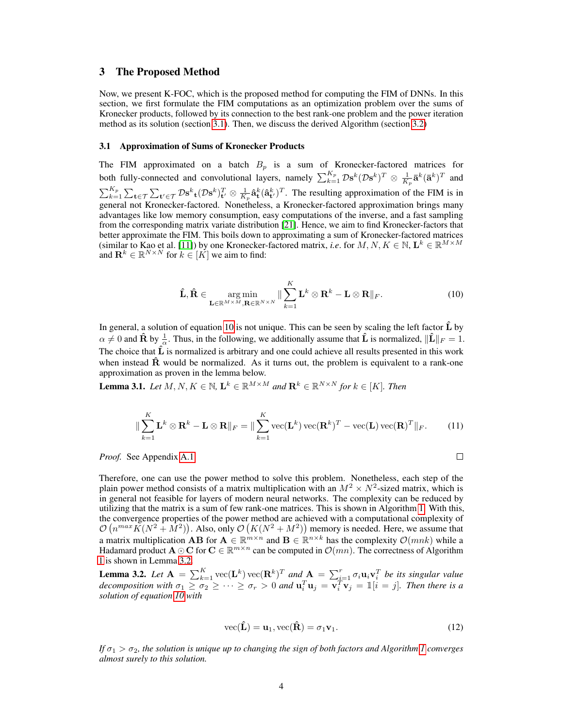## 3 The Proposed Method

Now, we present K-FOC, which is the proposed method for computing the FIM of DNNs. In this section, we first formulate the FIM computations as an optimization problem over the sums of Kronecker products, followed by its connection to the best rank-one problem and the power iteration method as its solution (section 3.1). Then, we discuss the derived Algorithm (section 3.2)

### 3.1 Approximation of Sums of Kronecker Products

The FIM approximated on a batch $B_p$ is a sum of Kronecker-factored matrices for both fully-connected and convolutional layers, namely $\sum_{k=1}^{K_p} \mathcal{D}\mathbf{s}^k(\mathcal{D}\mathbf{s}^k)^T \otimes \frac{1}{K_p}\bar{\mathbf{a}}^k(\bar{\mathbf{a}}^k)^T$ and $\sum_{k=1}^{K_p}\sum_{\mathbf{t}\in\mathcal{T}}\sum_{\mathbf{t}'\in\mathcal{T}} \mathcal{D}\mathbf{s}^k{}_{\mathbf{t}}(\mathcal{D}\mathbf{s}^k)_{\mathbf{t}'}^T \otimes \frac{1}{K_p}\hat{\mathbf{a}}_{\mathbf{t}}^k(\hat{\mathbf{a}}_{\mathbf{t}'}^k)^T$. The resulting approximation of the FIM is in general not Kronecker-factored. Nonetheless, a Kronecker-factored approximation brings many advantages like low memory consumption, easy computations of the inverse, and a fast sampling from the corresponding matrix variate distribution [21]. Hence, we aim to find Kronecker-factors that better approximate the FIM. This boils down to approximating a sum of Kronecker-factored matrices (similar to Kao et al. [11]) by one Kronecker-factored matrix, *i.e.* for $M, N, K \in \mathbb{N}$, $\mathbf{L}^k \in \mathbb{R}^{M\times M}$ and $\mathbf{R}^k \in \mathbb{R}^{N\times N}$ for $k \in [K]$ we aim to find:

$$\hat{\mathbf{L}}, \hat{\mathbf{R}} \in \underset{\mathbf{L}\in\mathbb{R}^{M\times M}, \mathbf{R}\in\mathbb{R}^{N\times N}}{\arg\min} \|\sum_{k=1}^{K} \mathbf{L}^k \otimes \mathbf{R}^k - \mathbf{L}\otimes\mathbf{R}\|_F. \tag{10}$$

In general, a solution of equation 10 is not unique. This can be seen by scaling the left factor $\hat{\mathbf{L}}$ by $\alpha \neq 0$ and $\hat{\mathbf{R}}$ by $\frac{1}{\alpha}$. Thus, in the following, we additionally assume that $\hat{\mathbf{L}}$ is normalized, $\|\hat{\mathbf{L}}\|_F = 1$. The choice that $\hat{\mathbf{L}}$ is normalized is arbitrary and one could achieve all results presented in this work when instead $\hat{\mathbf{R}}$ would be normalized. As it turns out, the problem is equivalent to a rank-one approximation as proven in the lemma below.

**Lemma 3.1.** *Let $M, N, K \in \mathbb{N}$, $\mathbf{L}^k \in \mathbb{R}^{M\times M}$ and $\mathbf{R}^k \in \mathbb{R}^{N\times N}$ for $k \in [K]$. Then*

$$\|\sum_{k=1}^{K} \mathbf{L}^k \otimes \mathbf{R}^k - \mathbf{L}\otimes\mathbf{R}\|_F = \|\sum_{k=1}^{K} \operatorname{vec}(\mathbf{L}^k)\operatorname{vec}(\mathbf{R}^k)^T - \operatorname{vec}(\mathbf{L})\operatorname{vec}(\mathbf{R})^T\|_F. \tag{11}$$

*Proof.* See Appendix A.1 □

Therefore, one can use the power method to solve this problem. Nonetheless, each step of the plain power method consists of a matrix multiplication with an $M^2 \times N^2$-sized matrix, which is in general not feasible for layers of modern neural networks. The complexity can be reduced by utilizing that the matrix is a sum of few rank-one matrices. This is shown in Algorithm 1. With this, the convergence properties of the power method are achieved with a computational complexity of $\mathcal{O}\left(n^{max}K(N^2+M^2)\right)$. Also, only $\mathcal{O}\left(K(N^2+M^2)\right)$ memory is needed. Here, we assume that a matrix multiplication $\mathbf{AB}$ for $\mathbf{A} \in \mathbb{R}^{m\times n}$ and $\mathbf{B} \in \mathbb{R}^{n\times k}$ has the complexity $\mathcal{O}(mnk)$ while a Hadamard product $\mathbf{A}\odot\mathbf{C}$ for $\mathbf{C} \in \mathbb{R}^{m\times n}$ can be computed in $\mathcal{O}(mn)$. The correctness of Algorithm 1 is shown in Lemma 3.2.

**Lemma 3.2.** *Let $\mathbf{A} = \sum_{k=1}^{K} \operatorname{vec}(\mathbf{L}^k)\operatorname{vec}(\mathbf{R}^k)^T$ and $\mathbf{A} = \sum_{i=1}^{r} \sigma_i \mathbf{u}_i \mathbf{v}_i^T$ be its singular value decomposition with $\sigma_1 \geq \sigma_2 \geq \cdots \geq \sigma_r > 0$ and $\mathbf{u}_i^T\mathbf{u}_j = \mathbf{v}_i^T\mathbf{v}_j = \mathbb{1}[i=j]$. Then there is a solution of equation 10 with*

$$\operatorname{vec}(\hat{\mathbf{L}}) = \mathbf{u}_1, \operatorname{vec}(\hat{\mathbf{R}}) = \sigma_1\mathbf{v}_1. \tag{12}$$

*If $\sigma_1 > \sigma_2$, the solution is unique up to changing the sign of both factors and Algorithm 1 converges almost surely to this solution.*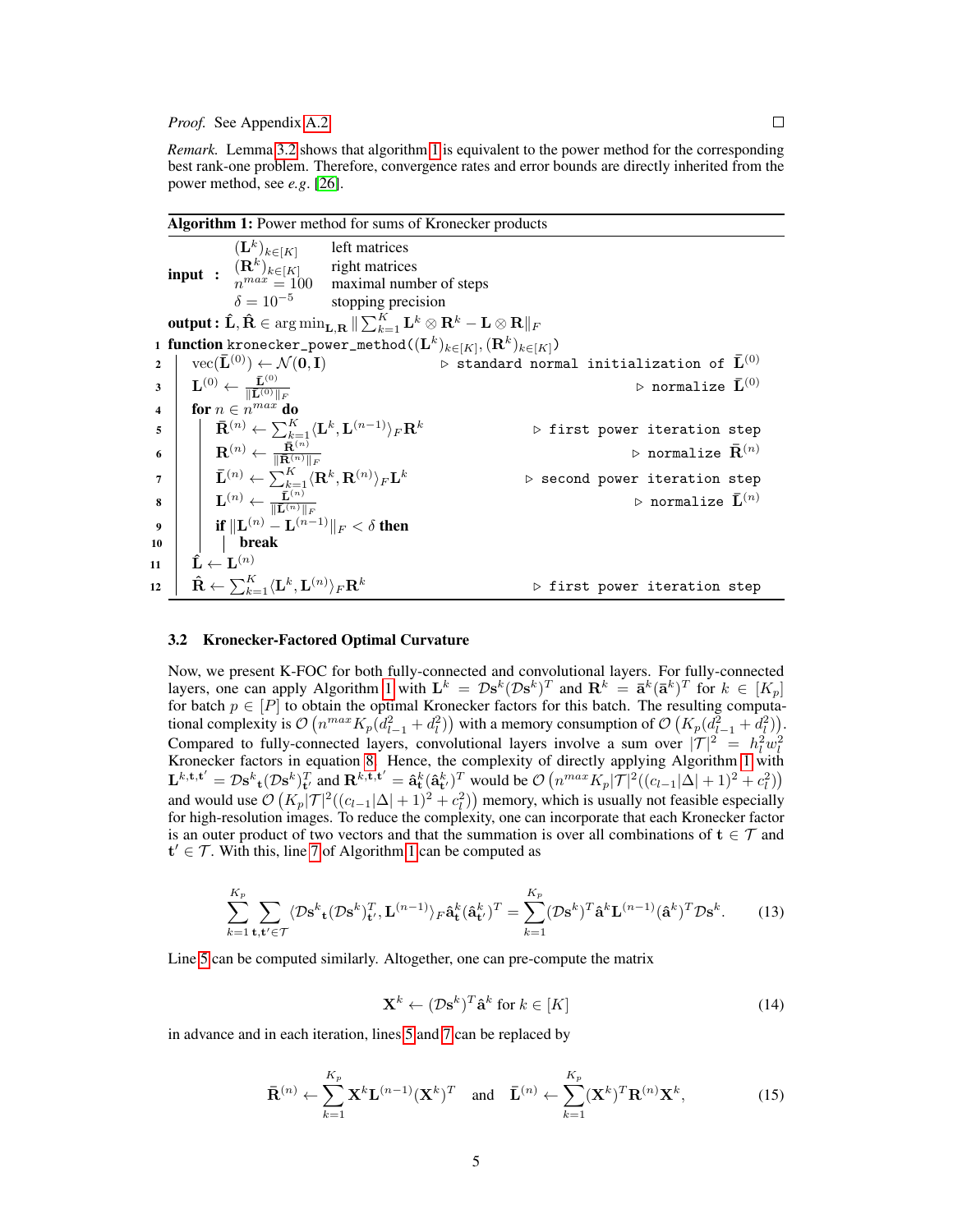*Proof.* See Appendix A.2 □

*Remark.* Lemma 3.2 shows that algorithm 1 is equivalent to the power method for the corresponding best rank-one problem. Therefore, convergence rates and error bounds are directly inherited from the power method, see *e.g.* [26].

**Algorithm 1:** Power method for sums of Kronecker products

**input :**
- $(\mathbf{L}^k)_{k\in[K]}$ left matrices
- $(\mathbf{R}^k)_{k\in[K]}$ right matrices
- $n^{max} = 100$ maximal number of steps
- $\delta = 10^{-5}$ stopping precision

**output :** $\hat{\mathbf{L}}, \hat{\mathbf{R}} \in \arg\min_{\mathbf{L},\mathbf{R}} \| \sum_{k=1}^K \mathbf{L}^k \otimes \mathbf{R}^k - \mathbf{L} \otimes \mathbf{R} \|_F$

```
1  function kronecker_power_method((L^k)_{k∈[K]}, (R^k)_{k∈[K]})
2      vec(L̄^(0)) ← N(0, I)                          ▷ standard normal initialization of L̄^(0)
3      L^(0) ← L̄^(0) / ||L̄^(0)||_F                   ▷ normalize L̄^(0)
4      for n ∈ n^max do
5          R̄^(n) ← Σ_{k=1}^K ⟨L^k, L^(n-1)⟩_F R^k     ▷ first power iteration step
6          R^(n) ← R̄^(n) / ||R̄^(n)||_F               ▷ normalize R̄^(n)
7          L̄^(n) ← Σ_{k=1}^K ⟨R^k, R^(n)⟩_F L^k       ▷ second power iteration step
8          L^(n) ← L̄^(n) / ||L̄^(n)||_F               ▷ normalize L̄^(n)
9          if ||L^(n) − L^(n-1)||_F < δ then
10             break
11     L̂ ← L^(n)
12     R̂ ← Σ_{k=1}^K ⟨L^k, L^(n)⟩_F R^k               ▷ first power iteration step
```

### 3.2 Kronecker-Factored Optimal Curvature

Now, we present K-FOC for both fully-connected and convolutional layers. For fully-connected layers, one can apply Algorithm 1 with $\mathbf{L}^k = \mathcal{D}\mathbf{s}^k(\mathcal{D}\mathbf{s}^k)^T$ and $\mathbf{R}^k = \bar{\mathbf{a}}^k(\bar{\mathbf{a}}^k)^T$ for $k \in [K_p]$ for batch $p \in [P]$ to obtain the optimal Kronecker factors for this batch. The resulting computational complexity is $\mathcal{O}\left(n^{max} K_p (d_{l-1}^2 + d_l^2)\right)$ with a memory consumption of $\mathcal{O}\left(K_p(d_{l-1}^2 + d_l^2)\right)$. Compared to fully-connected layers, convolutional layers involve a sum over $|\mathcal{T}|^2 = h_l^2 w_l^2$ Kronecker factors in equation 8. Hence, the complexity of directly applying Algorithm 1 with $\mathbf{L}^{k,\mathbf{t},\mathbf{t}'} = \mathcal{D}\mathbf{s}^k{}_{\mathbf{t}}(\mathcal{D}\mathbf{s}^k)^T_{\mathbf{t}'}$ and $\mathbf{R}^{k,\mathbf{t},\mathbf{t}'} = \hat{\mathbf{a}}^k_{\mathbf{t}}(\hat{\mathbf{a}}^k_{\mathbf{t}'})^T$ would be $\mathcal{O}\left(n^{max} K_p |\mathcal{T}|^2((c_{l-1}|\Delta| + 1)^2 + c_l^2)\right)$ and would use $\mathcal{O}\left(K_p |\mathcal{T}|^2((c_{l-1}|\Delta| + 1)^2 + c_l^2)\right)$ memory, which is usually not feasible especially for high-resolution images. To reduce the complexity, one can incorporate that each Kronecker factor is an outer product of two vectors and that the summation is over all combinations of $\mathbf{t} \in \mathcal{T}$ and $\mathbf{t}' \in \mathcal{T}$. With this, line 7 of Algorithm 1 can be computed as

$$\sum_{k=1}^{K_p} \sum_{\mathbf{t},\mathbf{t}' \in \mathcal{T}} \langle \mathcal{D}\mathbf{s}^k{}_{\mathbf{t}}(\mathcal{D}\mathbf{s}^k)^T_{\mathbf{t}'}, \mathbf{L}^{(n-1)} \rangle_F \hat{\mathbf{a}}^k_{\mathbf{t}}(\hat{\mathbf{a}}^k_{\mathbf{t}'})^T = \sum_{k=1}^{K_p} (\mathcal{D}\mathbf{s}^k)^T \hat{\mathbf{a}}^k \mathbf{L}^{(n-1)} (\hat{\mathbf{a}}^k)^T \mathcal{D}\mathbf{s}^k. \tag{13}$$

Line 5 can be computed similarly. Altogether, one can pre-compute the matrix

$$\mathbf{X}^k \leftarrow (\mathcal{D}\mathbf{s}^k)^T \hat{\mathbf{a}}^k \text{ for } k \in [K] \tag{14}$$

in advance and in each iteration, lines 5 and 7 can be replaced by

$$\bar{\mathbf{R}}^{(n)} \leftarrow \sum_{k=1}^{K_p} \mathbf{X}^k \mathbf{L}^{(n-1)} (\mathbf{X}^k)^T \quad \text{and} \quad \bar{\mathbf{L}}^{(n)} \leftarrow \sum_{k=1}^{K_p} (\mathbf{X}^k)^T \mathbf{R}^{(n)} \mathbf{X}^k, \tag{15}$$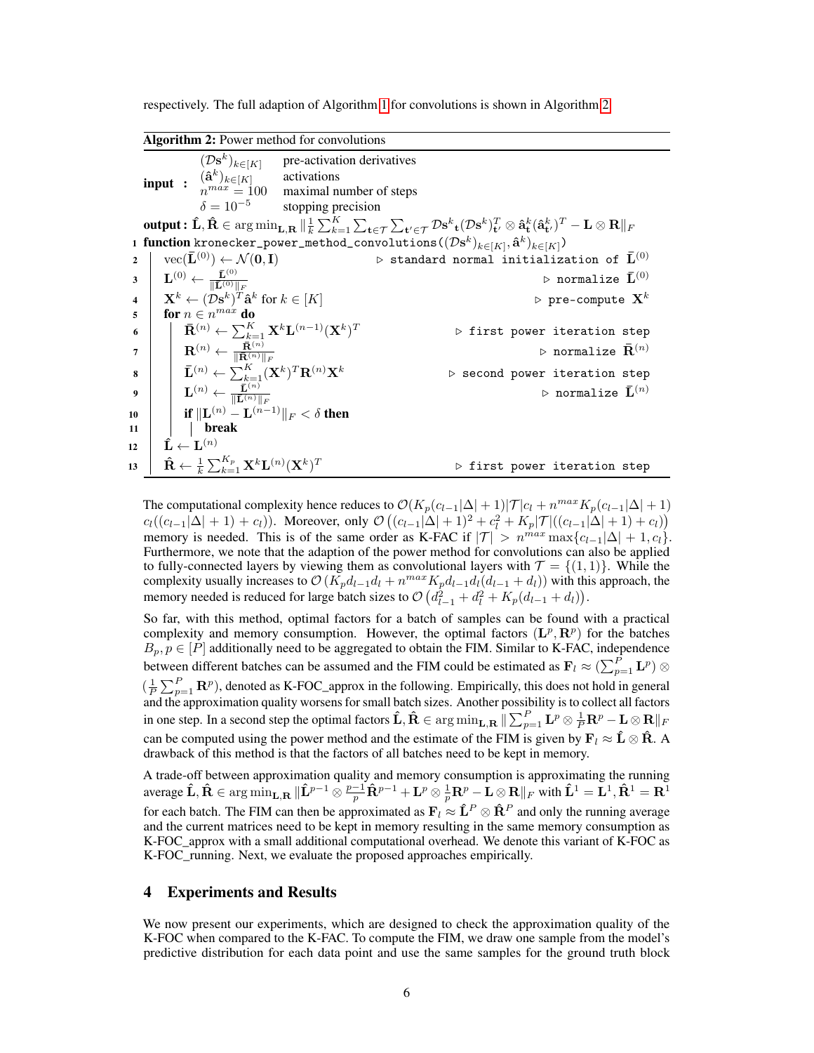respectively. The full adaption of Algorithm 1 for convolutions is shown in Algorithm 2.

**Algorithm 2:** Power method for convolutions

**input :**
- $(\mathcal{D}\mathbf{s}^k)_{k\in[K]}$ pre-activation derivatives
- $(\hat{\mathbf{a}}^k)_{k\in[K]}$ activations
- $n^{max} = 100$ maximal number of steps
- $\delta = 10^{-5}$ stopping precision

**output :** $\hat{\mathbf{L}}, \hat{\mathbf{R}} \in \arg\min_{\mathbf{L},\mathbf{R}} \| \frac{1}{k}\sum_{k=1}^{K}\sum_{\mathbf{t}\in\mathcal{T}}\sum_{\mathbf{t}'\in\mathcal{T}} \mathcal{D}\mathbf{s}^k{}_{\mathbf{t}}(\mathcal{D}\mathbf{s}^k)^T_{\mathbf{t}'} \otimes \hat{\mathbf{a}}^k_{\mathbf{t}}(\hat{\mathbf{a}}^k_{\mathbf{t}'})^T - \mathbf{L}\otimes\mathbf{R}\|_F$

```
1  function kronecker_power_method_convolutions((Ds^k)_{k∈[K]}, â^k)_{k∈[K]})
2      vec(L̄^(0)) ← N(0, I)                          ▷ standard normal initialization of L̄^(0)
3      L^(0) ← L̄^(0) / ||L̄^(0)||_F                    ▷ normalize L̄^(0)
4      X^k ← (Ds^k)^T â^k for k ∈ [K]                 ▷ pre-compute X^k
5      for n ∈ n^max do
6          R̄^(n) ← Σ_{k=1}^{K} X^k L^(n−1) (X^k)^T    ▷ first power iteration step
7          R^(n) ← R̄^(n) / ||R̄^(n)||_F                ▷ normalize R̄^(n)
8          L̄^(n) ← Σ_{k=1}^{K} (X^k)^T R^(n) X^k      ▷ second power iteration step
9          L^(n) ← L̄^(n) / ||L̄^(n)||_F                ▷ normalize L̄^(n)
10         if ||L^(n) − L^(n−1)||_F < δ then
11             break
12     L̂ ← L^(n)
13     R̂ ← (1/k) Σ_{k=1}^{K_p} X^k L^(n) (X^k)^T     ▷ first power iteration step
```

The computational complexity hence reduces to $\mathcal{O}(K_p(c_{l-1}|\Delta|+1)|\mathcal{T}|c_l + n^{max}K_p(c_{l-1}|\Delta|+1)$ $c_l((c_{l-1}|\Delta|+1)+c_l))$. Moreover, only $\mathcal{O}\left((c_{l-1}|\Delta|+1)^2 + c_l^2 + K_p|\mathcal{T}|((c_{l-1}|\Delta|+1)+c_l)\right)$ memory is needed. This is of the same order as K-FAC if $|\mathcal{T}| > n^{max}\max\{c_{l-1}|\Delta|+1, c_l\}$. Furthermore, we note that the adaption of the power method for convolutions can also be applied to fully-connected layers by viewing them as convolutional layers with $\mathcal{T} = \{(1,1)\}$. While the complexity usually increases to $\mathcal{O}\left(K_p d_{l-1}d_l + n^{max}K_p d_{l-1}d_l(d_{l-1}+d_l)\right)$ with this approach, the memory needed is reduced for large batch sizes to $\mathcal{O}\left(d_{l-1}^2 + d_l^2 + K_p(d_{l-1}+d_l)\right)$.

So far, with this method, optimal factors for a batch of samples can be found with a practical complexity and memory consumption. However, the optimal factors $(\mathbf{L}^p, \mathbf{R}^p)$ for the batches $B_p, p\in[P]$ additionally need to be aggregated to obtain the FIM. Similar to K-FAC, independence between different batches can be assumed and the FIM could be estimated as $\mathbf{F}_l \approx (\sum_{p=1}^{P}\mathbf{L}^p)\otimes(\frac{1}{P}\sum_{p=1}^{P}\mathbf{R}^p)$, denoted as K-FOC_approx in the following. Empirically, this does not hold in general and the approximation quality worsens for small batch sizes. Another possibility is to collect all factors in one step. In a second step the optimal factors $\hat{\mathbf{L}}, \hat{\mathbf{R}} \in \arg\min_{\mathbf{L},\mathbf{R}} \|\sum_{p=1}^{P}\mathbf{L}^p\otimes\frac{1}{P}\mathbf{R}^p - \mathbf{L}\otimes\mathbf{R}\|_F$ can be computed using the power method and the estimate of the FIM is given by $\mathbf{F}_l \approx \hat{\mathbf{L}}\otimes\hat{\mathbf{R}}$. A drawback of this method is that the factors of all batches need to be kept in memory.

A trade-off between approximation quality and memory consumption is approximating the running average $\hat{\mathbf{L}}, \hat{\mathbf{R}} \in \arg\min_{\mathbf{L},\mathbf{R}} \|\hat{\mathbf{L}}^{p-1}\otimes\frac{p-1}{p}\hat{\mathbf{R}}^{p-1} + \mathbf{L}^p\otimes\frac{1}{p}\mathbf{R}^p - \mathbf{L}\otimes\mathbf{R}\|_F$ with $\hat{\mathbf{L}}^1 = \mathbf{L}^1, \hat{\mathbf{R}}^1 = \mathbf{R}^1$ for each batch. The FIM can then be approximated as $\mathbf{F}_l \approx \hat{\mathbf{L}}^P\otimes\hat{\mathbf{R}}^P$ and only the running average and the current matrices need to be kept in memory resulting in the same memory consumption as K-FOC_approx with a small additional computational overhead. We denote this variant of K-FOC as K-FOC_running. Next, we evaluate the proposed approaches empirically.

## 4 Experiments and Results

We now present our experiments, which are designed to check the approximation quality of the K-FOC when compared to the K-FAC. To compute the FIM, we draw one sample from the model's predictive distribution for each data point and use the same samples for the ground truth block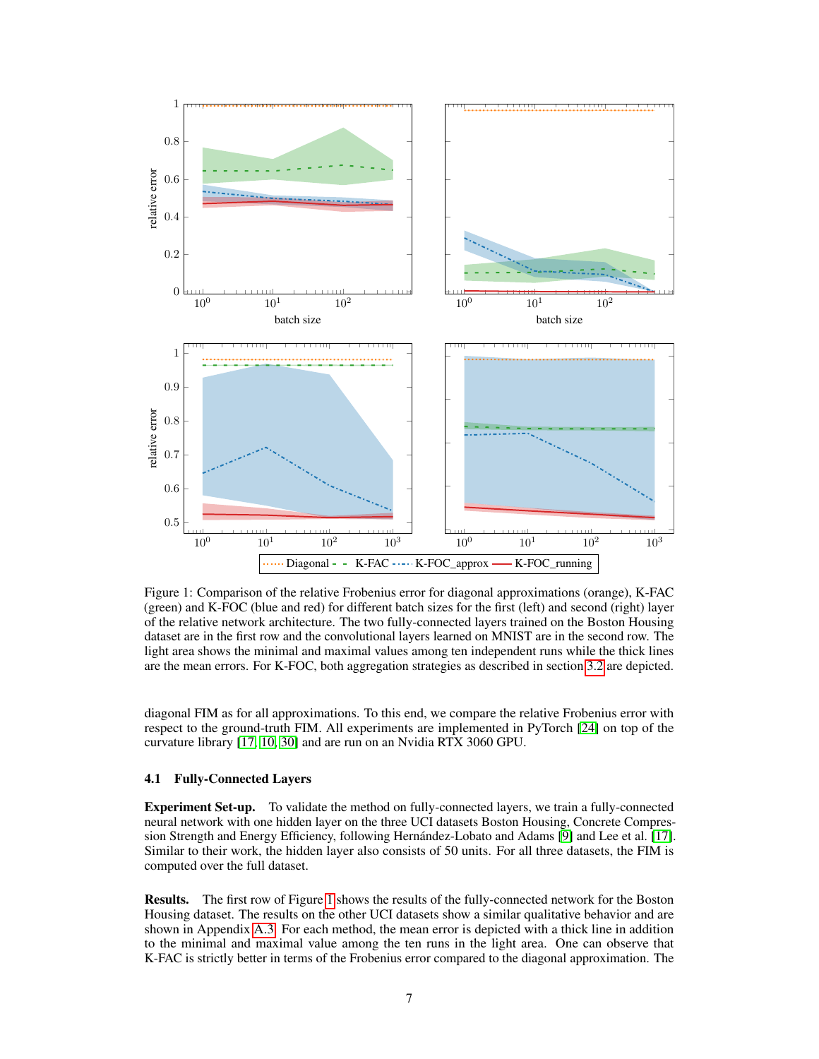Figure 1: Comparison of the relative Frobenius error for diagonal approximations (orange), K-FAC (green) and K-FOC (blue and red) for different batch sizes for the first (left) and second (right) layer of the relative network architecture. The two fully-connected layers trained on the Boston Housing dataset are in the first row and the convolutional layers learned on MNIST are in the second row. The light area shows the minimal and maximal values among ten independent runs while the thick lines are the mean errors. For K-FOC, both aggregation strategies as described in section 3.2 are depicted.

diagonal FIM as for all approximations. To this end, we compare the relative Frobenius error with respect to the ground-truth FIM. All experiments are implemented in PyTorch [24] on top of the curvature library [17, 10, 30] and are run on an Nvidia RTX 3060 GPU.

### 4.1 Fully-Connected Layers

**Experiment Set-up.** To validate the method on fully-connected layers, we train a fully-connected neural network with one hidden layer on the three UCI datasets Boston Housing, Concrete Compression Strength and Energy Efficiency, following Hernández-Lobato and Adams [9] and Lee et al. [17]. Similar to their work, the hidden layer also consists of 50 units. For all three datasets, the FIM is computed over the full dataset.

**Results.** The first row of Figure 1 shows the results of the fully-connected network for the Boston Housing dataset. The results on the other UCI datasets show a similar qualitative behavior and are shown in Appendix A.3. For each method, the mean error is depicted with a thick line in addition to the minimal and maximal value among the ten runs in the light area. One can observe that K-FAC is strictly better in terms of the Frobenius error compared to the diagonal approximation. The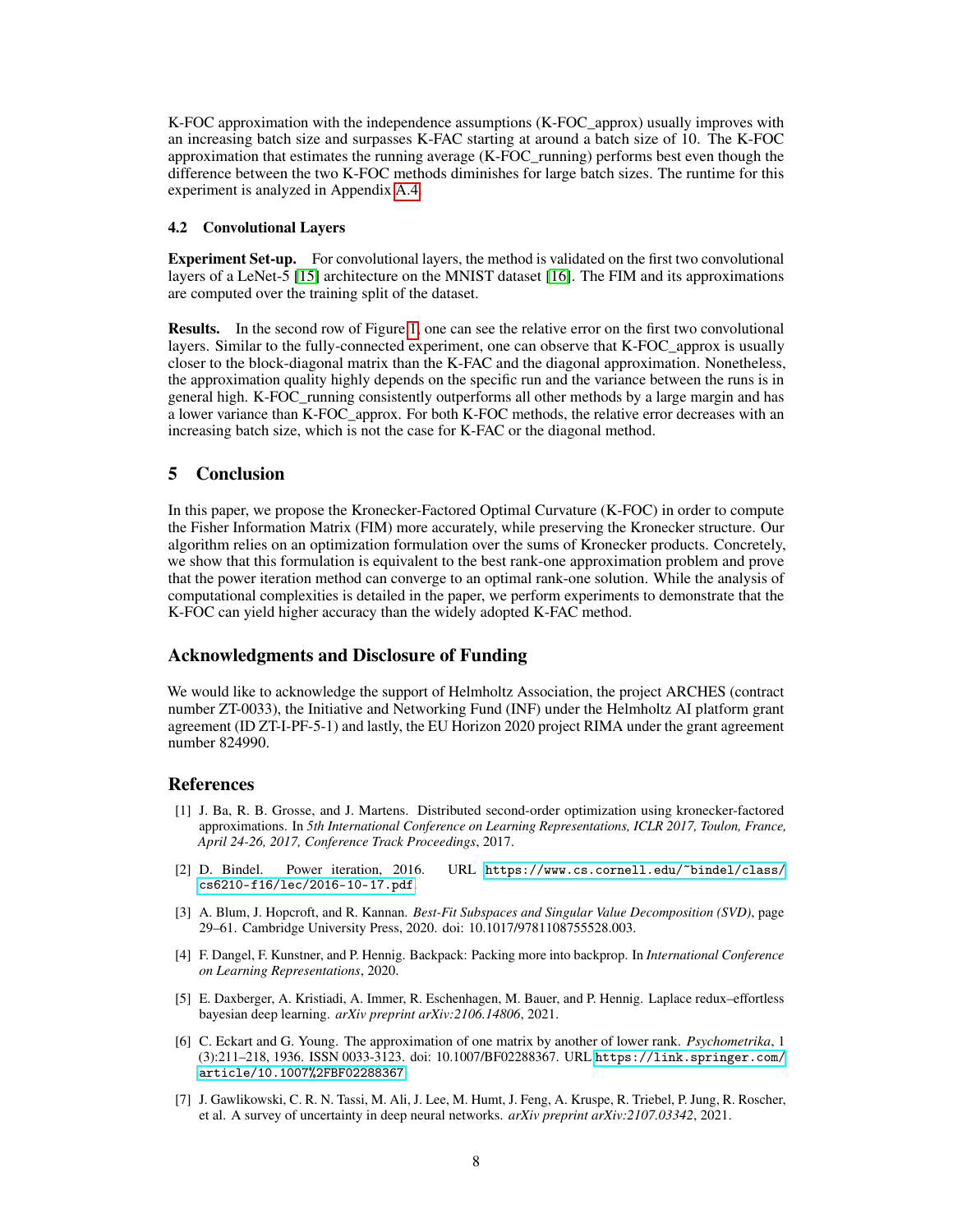K-FOC approximation with the independence assumptions (K-FOC_approx) usually improves with an increasing batch size and surpasses K-FAC starting at around a batch size of 10. The K-FOC approximation that estimates the running average (K-FOC_running) performs best even though the difference between the two K-FOC methods diminishes for large batch sizes. The runtime for this experiment is analyzed in Appendix A.4.

### 4.2 Convolutional Layers

**Experiment Set-up.** For convolutional layers, the method is validated on the first two convolutional layers of a LeNet-5 [15] architecture on the MNIST dataset [16]. The FIM and its approximations are computed over the training split of the dataset.

**Results.** In the second row of Figure 1, one can see the relative error on the first two convolutional layers. Similar to the fully-connected experiment, one can observe that K-FOC_approx is usually closer to the block-diagonal matrix than the K-FAC and the diagonal approximation. Nonetheless, the approximation quality highly depends on the specific run and the variance between the runs is in general high. K-FOC_running consistently outperforms all other methods by a large margin and has a lower variance than K-FOC_approx. For both K-FOC methods, the relative error decreases with an increasing batch size, which is not the case for K-FAC or the diagonal method.

## 5 Conclusion

In this paper, we propose the Kronecker-Factored Optimal Curvature (K-FOC) in order to compute the Fisher Information Matrix (FIM) more accurately, while preserving the Kronecker structure. Our algorithm relies on an optimization formulation over the sums of Kronecker products. Concretely, we show that this formulation is equivalent to the best rank-one approximation problem and prove that the power iteration method can converge to an optimal rank-one solution. While the analysis of computational complexities is detailed in the paper, we perform experiments to demonstrate that the K-FOC can yield higher accuracy than the widely adopted K-FAC method.

## Acknowledgments and Disclosure of Funding

We would like to acknowledge the support of Helmholtz Association, the project ARCHES (contract number ZT-0033), the Initiative and Networking Fund (INF) under the Helmholtz AI platform grant agreement (ID ZT-I-PF-5-1) and lastly, the EU Horizon 2020 project RIMA under the grant agreement number 824990.

## References

[1] J. Ba, R. B. Grosse, and J. Martens. Distributed second-order optimization using kronecker-factored approximations. In *5th International Conference on Learning Representations, ICLR 2017, Toulon, France, April 24-26, 2017, Conference Track Proceedings*, 2017.

[2] D. Bindel. Power iteration, 2016. URL https://www.cs.cornell.edu/~bindel/class/cs6210-f16/lec/2016-10-17.pdf.

[3] A. Blum, J. Hopcroft, and R. Kannan. *Best-Fit Subspaces and Singular Value Decomposition (SVD)*, page 29–61. Cambridge University Press, 2020. doi: 10.1017/9781108755528.003.

[4] F. Dangel, F. Kunstner, and P. Hennig. Backpack: Packing more into backprop. In *International Conference on Learning Representations*, 2020.

[5] E. Daxberger, A. Kristiadi, A. Immer, R. Eschenhagen, M. Bauer, and P. Hennig. Laplace redux–effortless bayesian deep learning. *arXiv preprint arXiv:2106.14806*, 2021.

[6] C. Eckart and G. Young. The approximation of one matrix by another of lower rank. *Psychometrika*, 1 (3):211–218, 1936. ISSN 0033-3123. doi: 10.1007/BF02288367. URL https://link.springer.com/article/10.1007%2FBF02288367.

[7] J. Gawlikowski, C. R. N. Tassi, M. Ali, J. Lee, M. Humt, J. Feng, A. Kruspe, R. Triebel, P. Jung, R. Roscher, et al. A survey of uncertainty in deep neural networks. *arXiv preprint arXiv:2107.03342*, 2021.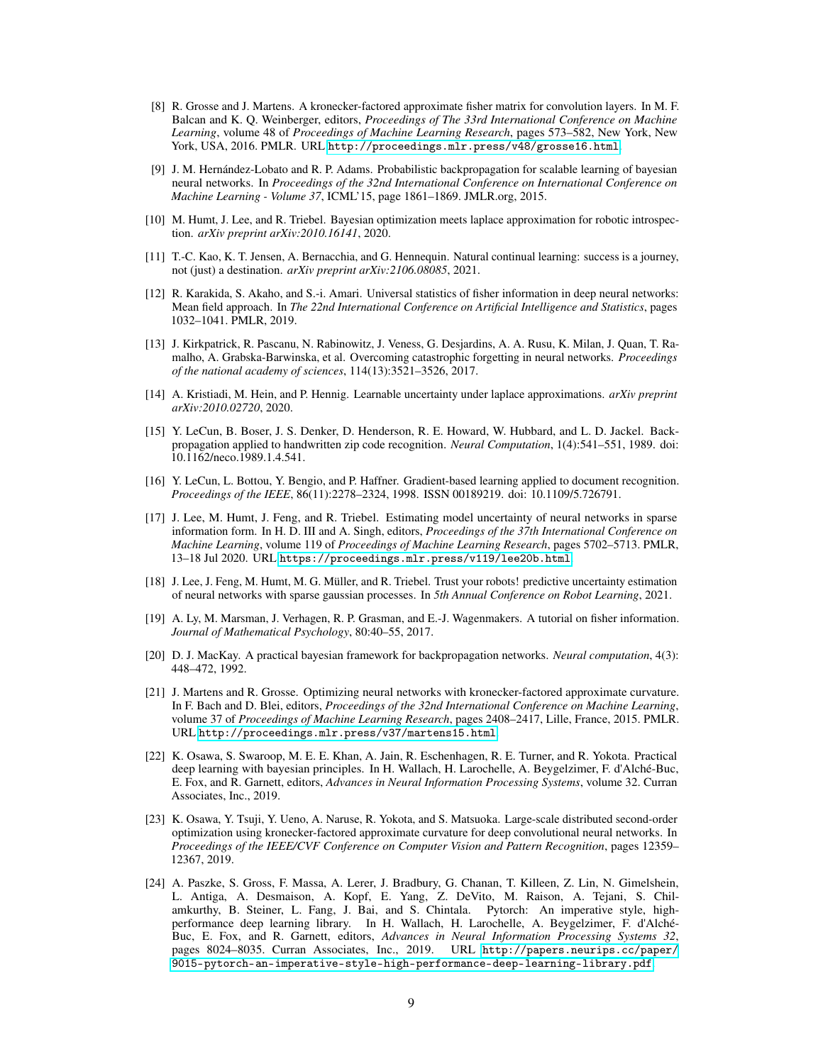[8] R. Grosse and J. Martens. A kronecker-factored approximate fisher matrix for convolution layers. In M. F. Balcan and K. Q. Weinberger, editors, *Proceedings of The 33rd International Conference on Machine Learning*, volume 48 of *Proceedings of Machine Learning Research*, pages 573–582, New York, New York, USA, 2016. PMLR. URL http://proceedings.mlr.press/v48/grosse16.html.

[9] J. M. Hernández-Lobato and R. P. Adams. Probabilistic backpropagation for scalable learning of bayesian neural networks. In *Proceedings of the 32nd International Conference on International Conference on Machine Learning - Volume 37*, ICML'15, page 1861–1869. JMLR.org, 2015.

[10] M. Humt, J. Lee, and R. Triebel. Bayesian optimization meets laplace approximation for robotic introspection. *arXiv preprint arXiv:2010.16141*, 2020.

[11] T.-C. Kao, K. T. Jensen, A. Bernacchia, and G. Hennequin. Natural continual learning: success is a journey, not (just) a destination. *arXiv preprint arXiv:2106.08085*, 2021.

[12] R. Karakida, S. Akaho, and S.-i. Amari. Universal statistics of fisher information in deep neural networks: Mean field approach. In *The 22nd International Conference on Artificial Intelligence and Statistics*, pages 1032–1041. PMLR, 2019.

[13] J. Kirkpatrick, R. Pascanu, N. Rabinowitz, J. Veness, G. Desjardins, A. A. Rusu, K. Milan, J. Quan, T. Ramalho, A. Grabska-Barwinska, et al. Overcoming catastrophic forgetting in neural networks. *Proceedings of the national academy of sciences*, 114(13):3521–3526, 2017.

[14] A. Kristiadi, M. Hein, and P. Hennig. Learnable uncertainty under laplace approximations. *arXiv preprint arXiv:2010.02720*, 2020.

[15] Y. LeCun, B. Boser, J. S. Denker, D. Henderson, R. E. Howard, W. Hubbard, and L. D. Jackel. Backpropagation applied to handwritten zip code recognition. *Neural Computation*, 1(4):541–551, 1989. doi: 10.1162/neco.1989.1.4.541.

[16] Y. LeCun, L. Bottou, Y. Bengio, and P. Haffner. Gradient-based learning applied to document recognition. *Proceedings of the IEEE*, 86(11):2278–2324, 1998. ISSN 00189219. doi: 10.1109/5.726791.

[17] J. Lee, M. Humt, J. Feng, and R. Triebel. Estimating model uncertainty of neural networks in sparse information form. In H. D. III and A. Singh, editors, *Proceedings of the 37th International Conference on Machine Learning*, volume 119 of *Proceedings of Machine Learning Research*, pages 5702–5713. PMLR, 13–18 Jul 2020. URL https://proceedings.mlr.press/v119/lee20b.html.

[18] J. Lee, J. Feng, M. Humt, M. G. Müller, and R. Triebel. Trust your robots! predictive uncertainty estimation of neural networks with sparse gaussian processes. In *5th Annual Conference on Robot Learning*, 2021.

[19] A. Ly, M. Marsman, J. Verhagen, R. P. Grasman, and E.-J. Wagenmakers. A tutorial on fisher information. *Journal of Mathematical Psychology*, 80:40–55, 2017.

[20] D. J. MacKay. A practical bayesian framework for backpropagation networks. *Neural computation*, 4(3): 448–472, 1992.

[21] J. Martens and R. Grosse. Optimizing neural networks with kronecker-factored approximate curvature. In F. Bach and D. Blei, editors, *Proceedings of the 32nd International Conference on Machine Learning*, volume 37 of *Proceedings of Machine Learning Research*, pages 2408–2417, Lille, France, 2015. PMLR. URL http://proceedings.mlr.press/v37/martens15.html.

[22] K. Osawa, S. Swaroop, M. E. E. Khan, A. Jain, R. Eschenhagen, R. E. Turner, and R. Yokota. Practical deep learning with bayesian principles. In H. Wallach, H. Larochelle, A. Beygelzimer, F. d'Alché-Buc, E. Fox, and R. Garnett, editors, *Advances in Neural Information Processing Systems*, volume 32. Curran Associates, Inc., 2019.

[23] K. Osawa, Y. Tsuji, Y. Ueno, A. Naruse, R. Yokota, and S. Matsuoka. Large-scale distributed second-order optimization using kronecker-factored approximate curvature for deep convolutional neural networks. In *Proceedings of the IEEE/CVF Conference on Computer Vision and Pattern Recognition*, pages 12359–12367, 2019.

[24] A. Paszke, S. Gross, F. Massa, A. Lerer, J. Bradbury, G. Chanan, T. Killeen, Z. Lin, N. Gimelshein, L. Antiga, A. Desmaison, A. Kopf, E. Yang, Z. DeVito, M. Raison, A. Tejani, S. Chilamkurthy, B. Steiner, L. Fang, J. Bai, and S. Chintala. Pytorch: An imperative style, high-performance deep learning library. In H. Wallach, H. Larochelle, A. Beygelzimer, F. d'Alché-Buc, E. Fox, and R. Garnett, editors, *Advances in Neural Information Processing Systems 32*, pages 8024–8035. Curran Associates, Inc., 2019. URL http://papers.neurips.cc/paper/9015-pytorch-an-imperative-style-high-performance-deep-learning-library.pdf.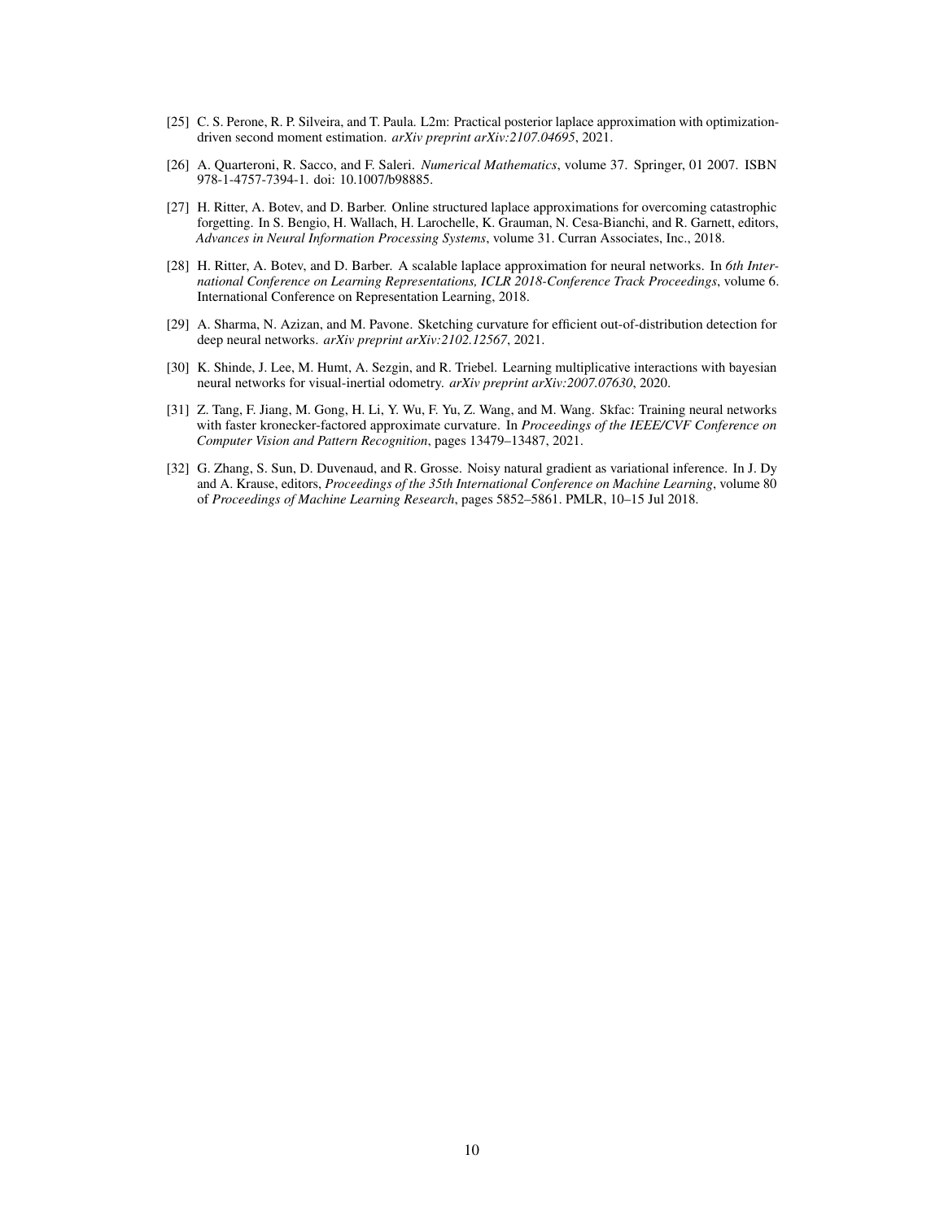[25] C. S. Perone, R. P. Silveira, and T. Paula. L2m: Practical posterior laplace approximation with optimization-driven second moment estimation. *arXiv preprint arXiv:2107.04695*, 2021.

[26] A. Quarteroni, R. Sacco, and F. Saleri. *Numerical Mathematics*, volume 37. Springer, 01 2007. ISBN 978-1-4757-7394-1. doi: 10.1007/b98885.

[27] H. Ritter, A. Botev, and D. Barber. Online structured laplace approximations for overcoming catastrophic forgetting. In S. Bengio, H. Wallach, H. Larochelle, K. Grauman, N. Cesa-Bianchi, and R. Garnett, editors, *Advances in Neural Information Processing Systems*, volume 31. Curran Associates, Inc., 2018.

[28] H. Ritter, A. Botev, and D. Barber. A scalable laplace approximation for neural networks. In *6th International Conference on Learning Representations, ICLR 2018-Conference Track Proceedings*, volume 6. International Conference on Representation Learning, 2018.

[29] A. Sharma, N. Azizan, and M. Pavone. Sketching curvature for efficient out-of-distribution detection for deep neural networks. *arXiv preprint arXiv:2102.12567*, 2021.

[30] K. Shinde, J. Lee, M. Humt, A. Sezgin, and R. Triebel. Learning multiplicative interactions with bayesian neural networks for visual-inertial odometry. *arXiv preprint arXiv:2007.07630*, 2020.

[31] Z. Tang, F. Jiang, M. Gong, H. Li, Y. Wu, F. Yu, Z. Wang, and M. Wang. Skfac: Training neural networks with faster kronecker-factored approximate curvature. In *Proceedings of the IEEE/CVF Conference on Computer Vision and Pattern Recognition*, pages 13479–13487, 2021.

[32] G. Zhang, S. Sun, D. Duvenaud, and R. Grosse. Noisy natural gradient as variational inference. In J. Dy and A. Krause, editors, *Proceedings of the 35th International Conference on Machine Learning*, volume 80 of *Proceedings of Machine Learning Research*, pages 5852–5861. PMLR, 10–15 Jul 2018.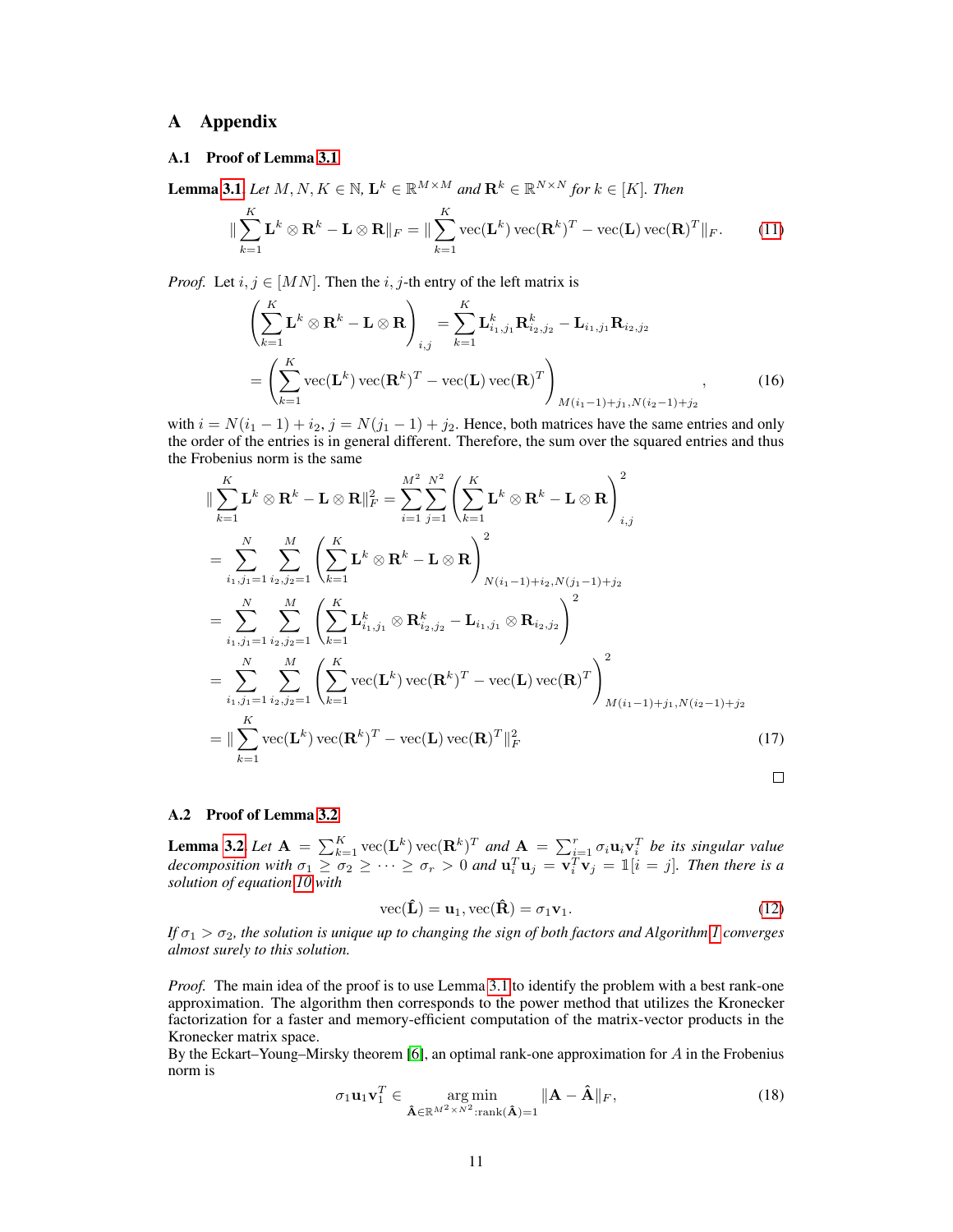# A Appendix

## A.1 Proof of Lemma 3.1

**Lemma 3.1.** *Let $M, N, K \in \mathbb{N}$, $\mathbf{L}^k \in \mathbb{R}^{M \times M}$ and $\mathbf{R}^k \in \mathbb{R}^{N \times N}$ for $k \in [K]$. Then*

$$\|\sum_{k=1}^{K} \mathbf{L}^k \otimes \mathbf{R}^k - \mathbf{L} \otimes \mathbf{R}\|_F = \|\sum_{k=1}^{K} \operatorname{vec}(\mathbf{L}^k) \operatorname{vec}(\mathbf{R}^k)^T - \operatorname{vec}(\mathbf{L}) \operatorname{vec}(\mathbf{R})^T\|_F. \tag{11}$$

*Proof.* Let $i, j \in [MN]$. Then the $i, j$-th entry of the left matrix is

$$\begin{aligned}
\left(\sum_{k=1}^{K} \mathbf{L}^k \otimes \mathbf{R}^k - \mathbf{L} \otimes \mathbf{R}\right)_{i,j} &= \sum_{k=1}^{K} \mathbf{L}^k_{i_1,j_1} \mathbf{R}^k_{i_2,j_2} - \mathbf{L}_{i_1,j_1} \mathbf{R}_{i_2,j_2} \\
&= \left(\sum_{k=1}^{K} \operatorname{vec}(\mathbf{L}^k) \operatorname{vec}(\mathbf{R}^k)^T - \operatorname{vec}(\mathbf{L}) \operatorname{vec}(\mathbf{R})^T\right)_{M(i_1-1)+j_1, N(i_2-1)+j_2},
\end{aligned} \tag{16}$$

with $i = N(i_1 - 1) + i_2$, $j = N(j_1 - 1) + j_2$. Hence, both matrices have the same entries and only the order of the entries is in general different. Therefore, the sum over the squared entries and thus the Frobenius norm is the same

$$\begin{aligned}
\|\sum_{k=1}^{K} \mathbf{L}^k \otimes \mathbf{R}^k - \mathbf{L} \otimes \mathbf{R}\|_F^2 &= \sum_{i=1}^{M^2} \sum_{j=1}^{N^2} \left(\sum_{k=1}^{K} \mathbf{L}^k \otimes \mathbf{R}^k - \mathbf{L} \otimes \mathbf{R}\right)^2_{i,j} \\
&= \sum_{i_1,j_1=1}^{N} \sum_{i_2,j_2=1}^{M} \left(\sum_{k=1}^{K} \mathbf{L}^k \otimes \mathbf{R}^k - \mathbf{L} \otimes \mathbf{R}\right)^2_{N(i_1-1)+i_2, N(j_1-1)+j_2} \\
&= \sum_{i_1,j_1=1}^{N} \sum_{i_2,j_2=1}^{M} \left(\sum_{k=1}^{K} \mathbf{L}^k_{i_1,j_1} \otimes \mathbf{R}^k_{i_2,j_2} - \mathbf{L}_{i_1,j_1} \otimes \mathbf{R}_{i_2,j_2}\right)^2 \\
&= \sum_{i_1,j_1=1}^{N} \sum_{i_2,j_2=1}^{M} \left(\sum_{k=1}^{K} \operatorname{vec}(\mathbf{L}^k) \operatorname{vec}(\mathbf{R}^k)^T - \operatorname{vec}(\mathbf{L}) \operatorname{vec}(\mathbf{R})^T\right)^2_{M(i_1-1)+j_1, N(i_2-1)+j_2} \\
&= \|\sum_{k=1}^{K} \operatorname{vec}(\mathbf{L}^k) \operatorname{vec}(\mathbf{R}^k)^T - \operatorname{vec}(\mathbf{L}) \operatorname{vec}(\mathbf{R})^T\|_F^2
\end{aligned} \tag{17}$$

□

## A.2 Proof of Lemma 3.2

**Lemma 3.2.** *Let $\mathbf{A} = \sum_{k=1}^{K} \operatorname{vec}(\mathbf{L}^k) \operatorname{vec}(\mathbf{R}^k)^T$ and $\mathbf{A} = \sum_{i=1}^{r} \sigma_i \mathbf{u}_i \mathbf{v}_i^T$ be its singular value decomposition with $\sigma_1 \geq \sigma_2 \geq \cdots \geq \sigma_r > 0$ and $\mathbf{u}_i^T \mathbf{u}_j = \mathbf{v}_i^T \mathbf{v}_j = \mathbb{1}[i = j]$. Then there is a solution of equation 10 with*

$$\operatorname{vec}(\hat{\mathbf{L}}) = \mathbf{u}_1, \operatorname{vec}(\hat{\mathbf{R}}) = \sigma_1 \mathbf{v}_1. \tag{12}$$

*If $\sigma_1 > \sigma_2$, the solution is unique up to changing the sign of both factors and Algorithm 1 converges almost surely to this solution.*

*Proof.* The main idea of the proof is to use Lemma 3.1 to identify the problem with a best rank-one approximation. The algorithm then corresponds to the power method that utilizes the Kronecker factorization for a faster and memory-efficient computation of the matrix-vector products in the Kronecker matrix space.
By the Eckart–Young–Mirsky theorem [6], an optimal rank-one approximation for $A$ in the Frobenius norm is

$$\sigma_1 \mathbf{u}_1 \mathbf{v}_1^T \in \underset{\hat{\mathbf{A}} \in \mathbb{R}^{M^2 \times N^2} : \operatorname{rank}(\hat{\mathbf{A}})=1}{\arg\min} \|\mathbf{A} - \hat{\mathbf{A}}\|_F, \tag{18}$$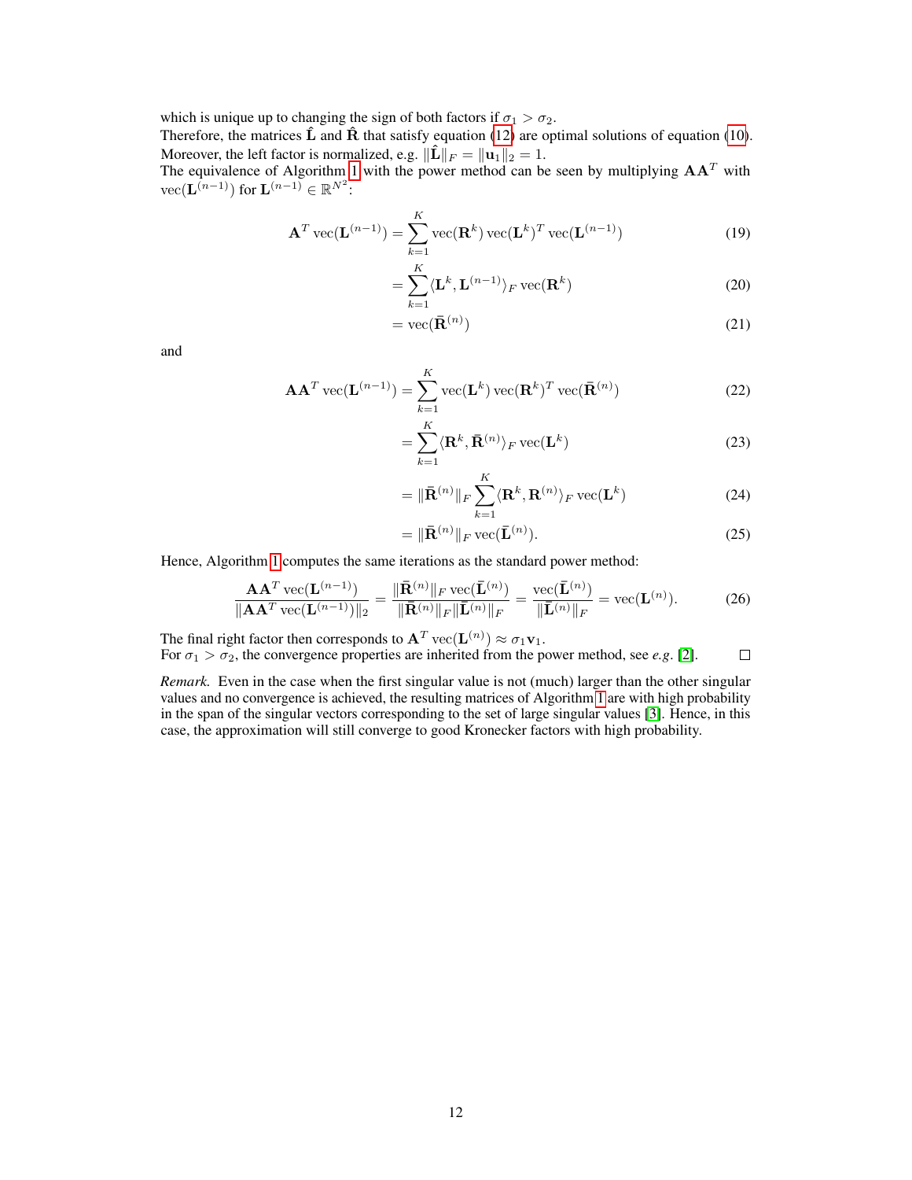which is unique up to changing the sign of both factors if $\sigma_1 > \sigma_2$.
Therefore, the matrices $\hat{\mathbf{L}}$ and $\hat{\mathbf{R}}$ that satisfy equation (12) are optimal solutions of equation (10). Moreover, the left factor is normalized, e.g. $\|\hat{\mathbf{L}}\|_F = \|\mathbf{u}_1\|_2 = 1$.
The equivalence of Algorithm 1 with the power method can be seen by multiplying $\mathbf{A}\mathbf{A}^T$ with $\mathrm{vec}(\mathbf{L}^{(n-1)})$ for $\mathbf{L}^{(n-1)} \in \mathbb{R}^{N^2}$:

$$\mathbf{A}^T \mathrm{vec}(\mathbf{L}^{(n-1)}) = \sum_{k=1}^{K} \mathrm{vec}(\mathbf{R}^k)\,\mathrm{vec}(\mathbf{L}^k)^T \mathrm{vec}(\mathbf{L}^{(n-1)}) \tag{19}$$

$$= \sum_{k=1}^{K} \langle \mathbf{L}^k, \mathbf{L}^{(n-1)} \rangle_F \,\mathrm{vec}(\mathbf{R}^k) \tag{20}$$

$$= \mathrm{vec}(\bar{\mathbf{R}}^{(n)}) \tag{21}$$

and

$$\mathbf{A}\mathbf{A}^T \mathrm{vec}(\mathbf{L}^{(n-1)}) = \sum_{k=1}^{K} \mathrm{vec}(\mathbf{L}^k)\,\mathrm{vec}(\mathbf{R}^k)^T \mathrm{vec}(\bar{\mathbf{R}}^{(n)}) \tag{22}$$

$$= \sum_{k=1}^{K} \langle \mathbf{R}^k, \bar{\mathbf{R}}^{(n)} \rangle_F \,\mathrm{vec}(\mathbf{L}^k) \tag{23}$$

$$= \|\bar{\mathbf{R}}^{(n)}\|_F \sum_{k=1}^{K} \langle \mathbf{R}^k, \mathbf{R}^{(n)} \rangle_F \,\mathrm{vec}(\mathbf{L}^k) \tag{24}$$

$$= \|\bar{\mathbf{R}}^{(n)}\|_F \,\mathrm{vec}(\bar{\mathbf{L}}^{(n)}). \tag{25}$$

Hence, Algorithm 1 computes the same iterations as the standard power method:

$$\frac{\mathbf{A}\mathbf{A}^T \mathrm{vec}(\mathbf{L}^{(n-1)})}{\|\mathbf{A}\mathbf{A}^T \mathrm{vec}(\mathbf{L}^{(n-1)})\|_2} = \frac{\|\bar{\mathbf{R}}^{(n)}\|_F \,\mathrm{vec}(\bar{\mathbf{L}}^{(n)})}{\|\bar{\mathbf{R}}^{(n)}\|_F \|\bar{\mathbf{L}}^{(n)}\|_F} = \frac{\mathrm{vec}(\bar{\mathbf{L}}^{(n)})}{\|\bar{\mathbf{L}}^{(n)}\|_F} = \mathrm{vec}(\mathbf{L}^{(n)}). \tag{26}$$

The final right factor then corresponds to $\mathbf{A}^T \mathrm{vec}(\mathbf{L}^{(n)}) \approx \sigma_1 \mathbf{v}_1$.
For $\sigma_1 > \sigma_2$, the convergence properties are inherited from the power method, see *e.g.* [2]. □

*Remark.* Even in the case when the first singular value is not (much) larger than the other singular values and no convergence is achieved, the resulting matrices of Algorithm 1 are with high probability in the span of the singular vectors corresponding to the set of large singular values [3]. Hence, in this case, the approximation will still converge to good Kronecker factors with high probability.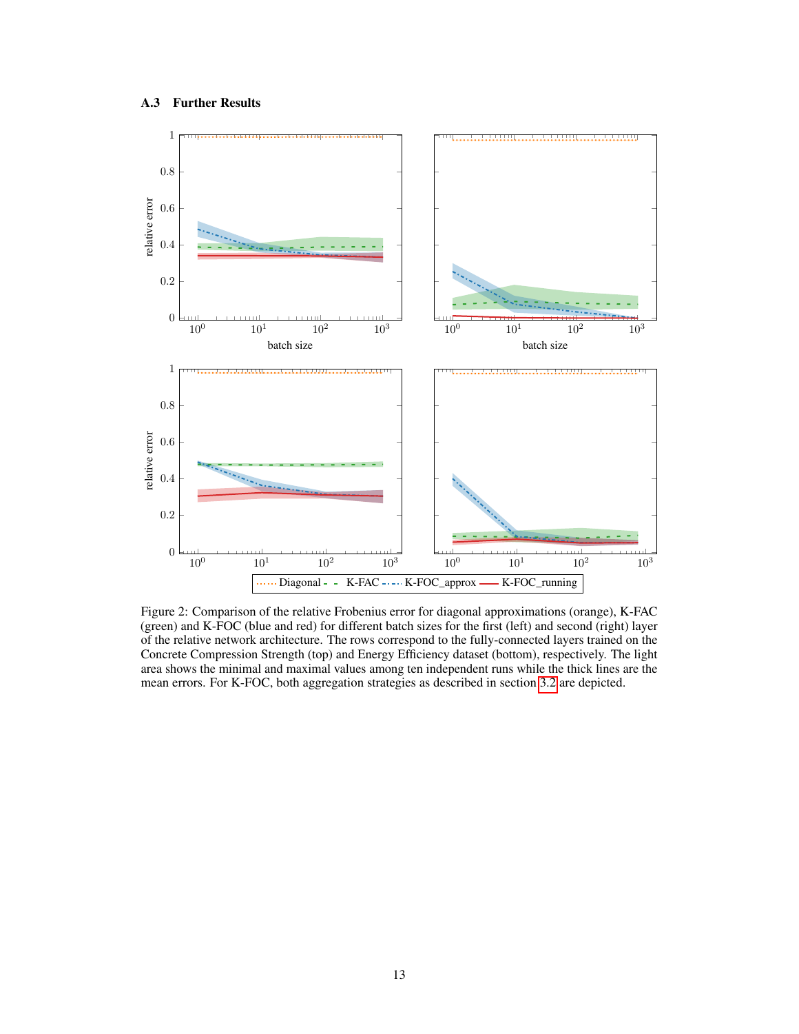### A.3 Further Results

Figure 2: Comparison of the relative Frobenius error for diagonal approximations (orange), K-FAC (green) and K-FOC (blue and red) for different batch sizes for the first (left) and second (right) layer of the relative network architecture. The rows correspond to the fully-connected layers trained on the Concrete Compression Strength (top) and Energy Efficiency dataset (bottom), respectively. The light area shows the minimal and maximal values among ten independent runs while the thick lines are the mean errors. For K-FOC, both aggregation strategies as described in section 3.2 are depicted.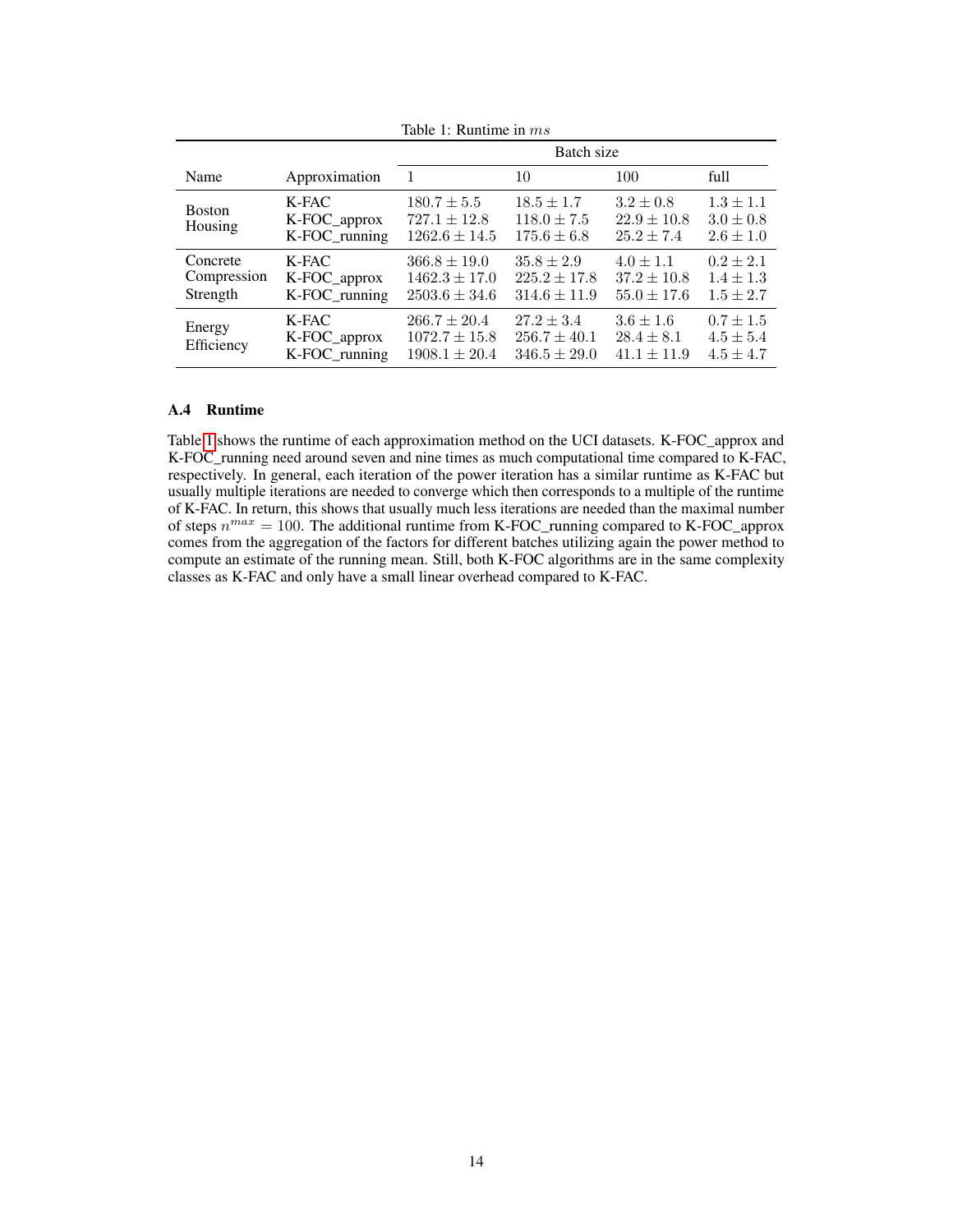Table 1: Runtime in $ms$

| Name | Approximation | Batch size | | | |
|---|---|---|---|---|---|
| | | 1 | 10 | 100 | full |
| Boston Housing | K-FAC | $180.7 \pm 5.5$ | $18.5 \pm 1.7$ | $3.2 \pm 0.8$ | $1.3 \pm 1.1$ |
| | K-FOC_approx | $727.1 \pm 12.8$ | $118.0 \pm 7.5$ | $22.9 \pm 10.8$ | $3.0 \pm 0.8$ |
| | K-FOC_running | $1262.6 \pm 14.5$ | $175.6 \pm 6.8$ | $25.2 \pm 7.4$ | $2.6 \pm 1.0$ |
| Concrete Compression Strength | K-FAC | $366.8 \pm 19.0$ | $35.8 \pm 2.9$ | $4.0 \pm 1.1$ | $0.2 \pm 2.1$ |
| | K-FOC_approx | $1462.3 \pm 17.0$ | $225.2 \pm 17.8$ | $37.2 \pm 10.8$ | $1.4 \pm 1.3$ |
| | K-FOC_running | $2503.6 \pm 34.6$ | $314.6 \pm 11.9$ | $55.0 \pm 17.6$ | $1.5 \pm 2.7$ |
| Energy Efficiency | K-FAC | $266.7 \pm 20.4$ | $27.2 \pm 3.4$ | $3.6 \pm 1.6$ | $0.7 \pm 1.5$ |
| | K-FOC_approx | $1072.7 \pm 15.8$ | $256.7 \pm 40.1$ | $28.4 \pm 8.1$ | $4.5 \pm 5.4$ |
| | K-FOC_running | $1908.1 \pm 20.4$ | $346.5 \pm 29.0$ | $41.1 \pm 11.9$ | $4.5 \pm 4.7$ |

### A.4 Runtime

Table 1 shows the runtime of each approximation method on the UCI datasets. K-FOC_approx and K-FOC_running need around seven and nine times as much computational time compared to K-FAC, respectively. In general, each iteration of the power iteration has a similar runtime as K-FAC but usually multiple iterations are needed to converge which then corresponds to a multiple of the runtime of K-FAC. In return, this shows that usually much less iterations are needed than the maximal number of steps $n^{max} = 100$. The additional runtime from K-FOC_running compared to K-FOC_approx comes from the aggregation of the factors for different batches utilizing again the power method to compute an estimate of the running mean. Still, both K-FOC algorithms are in the same complexity classes as K-FAC and only have a small linear overhead compared to K-FAC.